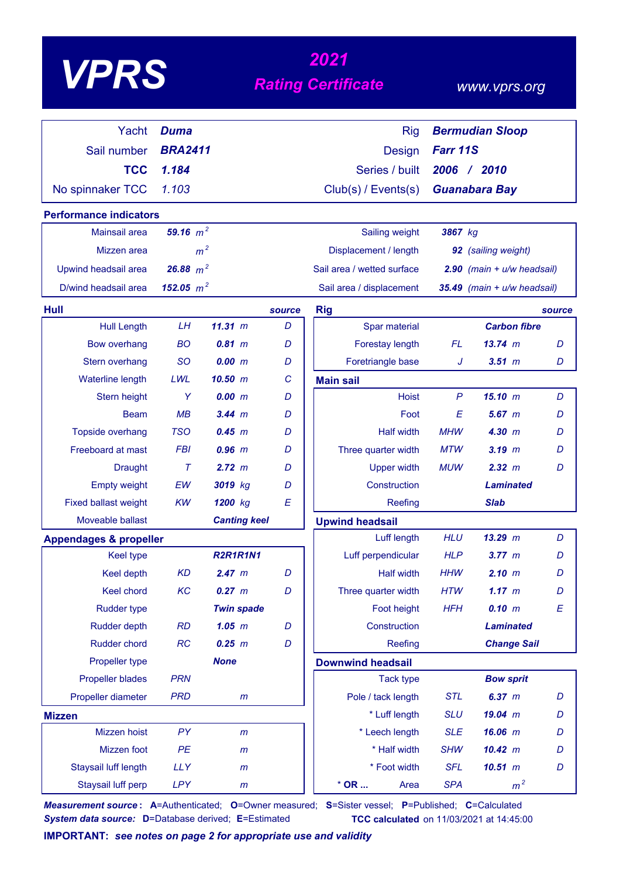# VPRS

## 2021 Rating Certificate

www.vprs.org

| | | | |
|---|---|---|---|
| Yacht | **Duma** | Rig | **Bermudian Sloop** |
| Sail number | **BRA2411** | Design | **Farr 11S** |
| **TCC** | **1.184** | Series / built | **2006 / 2010** |
| No spinnaker TCC | 1.103 | Club(s) / Events(s) | **Guanabara Bay** |

### Performance indicators

| | | | |
|---|---|---|---|
| Mainsail area | **59.16** $m^2$ | Sailing weight | **3867** kg |
| Mizzen area | $m^2$ | Displacement / length | **92** (sailing weight) |
| Upwind headsail area | **26.88** $m^2$ | Sail area / wetted surface | **2.90** (main + u/w headsail) |
| D/wind headsail area | **152.05** $m^2$ | Sail area / displacement | **35.49** (main + u/w headsail) |

### Hull

| | | | source |
|---|---|---|---|
| Hull Length | LH | **11.31** m | D |
| Bow overhang | BO | **0.81** m | D |
| Stern overhang | SO | **0.00** m | D |
| Waterline length | LWL | **10.50** m | C |
| Stern height | Y | **0.00** m | D |
| Beam | MB | **3.44** m | D |
| Topside overhang | TSO | **0.45** m | D |
| Freeboard at mast | FBI | **0.96** m | D |
| Draught | T | **2.72** m | D |
| Empty weight | EW | **3019** kg | D |
| Fixed ballast weight | KW | **1200** kg | E |
| Moveable ballast | | **Canting keel** | |

### Appendages & propeller

| | | | |
|---|---|---|---|
| Keel type | | **R2R1R1N1** | |
| Keel depth | KD | **2.47** m | D |
| Keel chord | KC | **0.27** m | D |
| Rudder type | | **Twin spade** | |
| Rudder depth | RD | **1.05** m | D |
| Rudder chord | RC | **0.25** m | D |
| Propeller type | | **None** | |
| Propeller blades | PRN | | |
| Propeller diameter | PRD | m | |

### Mizzen

| | | | |
|---|---|---|---|
| Mizzen hoist | PY | m | |
| Mizzen foot | PE | m | |
| Staysail luff length | LLY | m | |
| Staysail luff perp | LPY | m | |

### Rig

| | | | source |
|---|---|---|---|
| Spar material | | **Carbon fibre** | |
| Forestay length | FL | **13.74** m | D |
| Foretriangle base | J | **3.51** m | D |

### Main sail

| | | | |
|---|---|---|---|
| Hoist | P | **15.10** m | D |
| Foot | E | **5.67** m | D |
| Half width | MHW | **4.30** m | D |
| Three quarter width | MTW | **3.19** m | D |
| Upper width | MUW | **2.32** m | D |
| Construction | | **Laminated** | |
| Reefing | | **Slab** | |

### Upwind headsail

| | | | |
|---|---|---|---|
| Luff length | HLU | **13.29** m | D |
| Luff perpendicular | HLP | **3.77** m | D |
| Half width | HHW | **2.10** m | D |
| Three quarter width | HTW | **1.17** m | D |
| Foot height | HFH | **0.10** m | E |
| Construction | | **Laminated** | |
| Reefing | | **Change Sail** | |

### Downwind headsail

| | | | |
|---|---|---|---|
| Tack type | | **Bow sprit** | |
| Pole / tack length | STL | **6.37** m | D |
| * Luff length | SLU | **19.04** m | D |
| * Leech length | SLE | **16.06** m | D |
| * Half width | SHW | **10.42** m | D |
| * Foot width | SFL | **10.51** m | D |
| * OR ... Area | SPA | $m^2$ | |

***Measurement source*:** **A**=Authenticated; **O**=Owner measured; **S**=Sister vessel; **P**=Published; **C**=Calculated
***System data source:*** **D**=Database derived; **E**=Estimated

**TCC calculated** on 11/03/2021 at 14:45:00

**IMPORTANT:** ***see notes on page 2 for appropriate use and validity***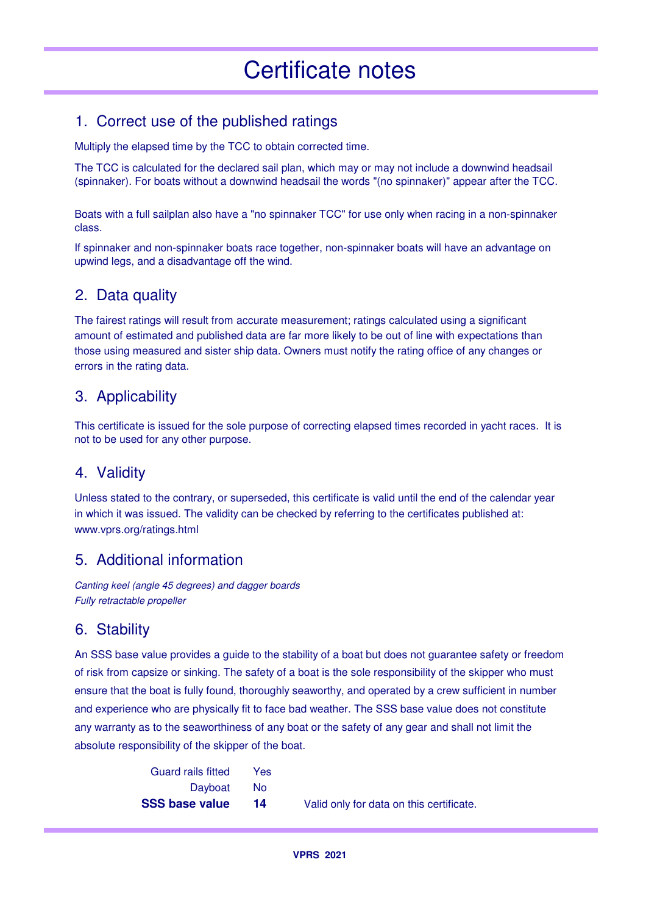# Certificate notes

## 1. Correct use of the published ratings

Multiply the elapsed time by the TCC to obtain corrected time.

The TCC is calculated for the declared sail plan, which may or may not include a downwind headsail (spinnaker). For boats without a downwind headsail the words "(no spinnaker)" appear after the TCC.

Boats with a full sailplan also have a "no spinnaker TCC" for use only when racing in a non-spinnaker class.

If spinnaker and non-spinnaker boats race together, non-spinnaker boats will have an advantage on upwind legs, and a disadvantage off the wind.

## 2. Data quality

The fairest ratings will result from accurate measurement; ratings calculated using a significant amount of estimated and published data are far more likely to be out of line with expectations than those using measured and sister ship data. Owners must notify the rating office of any changes or errors in the rating data.

## 3. Applicability

This certificate is issued for the sole purpose of correcting elapsed times recorded in yacht races. It is not to be used for any other purpose.

## 4. Validity

Unless stated to the contrary, or superseded, this certificate is valid until the end of the calendar year in which it was issued. The validity can be checked by referring to the certificates published at: www.vprs.org/ratings.html

## 5. Additional information

*Canting keel (angle 45 degrees) and dagger boards*
*Fully retractable propeller*

## 6. Stability

An SSS base value provides a guide to the stability of a boat but does not guarantee safety or freedom of risk from capsize or sinking. The safety of a boat is the sole responsibility of the skipper who must ensure that the boat is fully found, thoroughly seaworthy, and operated by a crew sufficient in number and experience who are physically fit to face bad weather. The SSS base value does not constitute any warranty as to the seaworthiness of any boat or the safety of any gear and shall not limit the absolute responsibility of the skipper of the boat.

| | | |
|---|---|---|
| Guard rails fitted | Yes | |
| Dayboat | No | |
| **SSS base value** | **14** | Valid only for data on this certificate. |

**VPRS 2021**